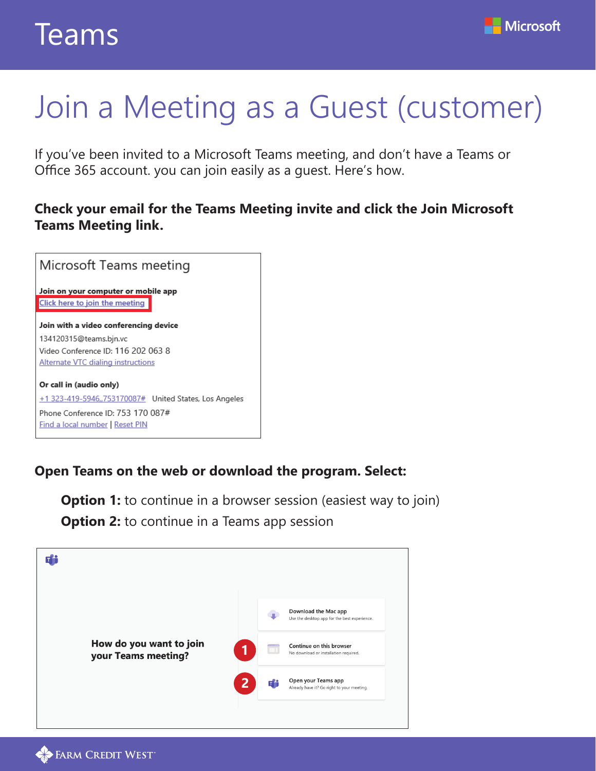# Teams

# Join a Meeting as a Guest (customer)

If you've been invited to a Microsoft Teams meeting, and don't have a Teams or Office 365 account. you can join easily as a guest. Here's how.

**Check your email for the Teams Meeting invite and click the Join Microsoft Teams Meeting link.**

Microsoft Teams meeting

**Join on your computer or mobile app**
Click here to join the meeting

**Join with a video conferencing device**
134120315@teams.bjn.vc
Video Conference ID: 116 202 063 8
Alternate VTC dialing instructions

**Or call in (audio only)**
+1 323-419-5946,,753170087# United States, Los Angeles
Phone Conference ID: 753 170 087#
Find a local number | Reset PIN

**Open Teams on the web or download the program. Select:**

**Option 1:** to continue in a browser session (easiest way to join)
**Option 2:** to continue in a Teams app session

How do you want to join your Teams meeting?

Download the Mac app
Use the desktop app for the best experience.

1 Continue on this browser
No download or installation required.

2 Open your Teams app
Already have it? Go right to your meeting.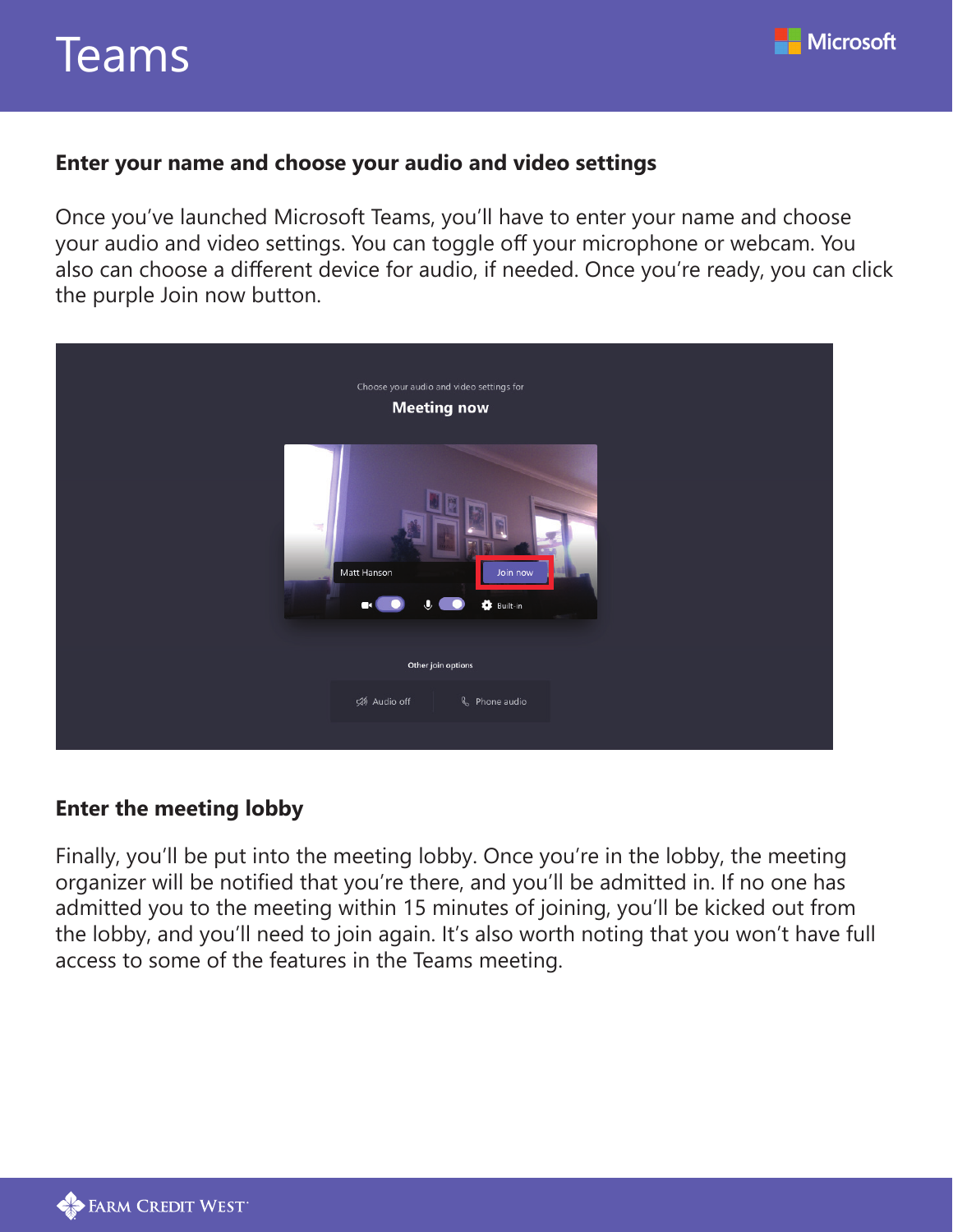## Enter your name and choose your audio and video settings

Once you've launched Microsoft Teams, you'll have to enter your name and choose your audio and video settings. You can toggle off your microphone or webcam. You also can choose a different device for audio, if needed. Once you're ready, you can click the purple Join now button.

## Enter the meeting lobby

Finally, you'll be put into the meeting lobby. Once you're in the lobby, the meeting organizer will be notified that you're there, and you'll be admitted in. If no one has admitted you to the meeting within 15 minutes of joining, you'll be kicked out from the lobby, and you'll need to join again. It's also worth noting that you won't have full access to some of the features in the Teams meeting.